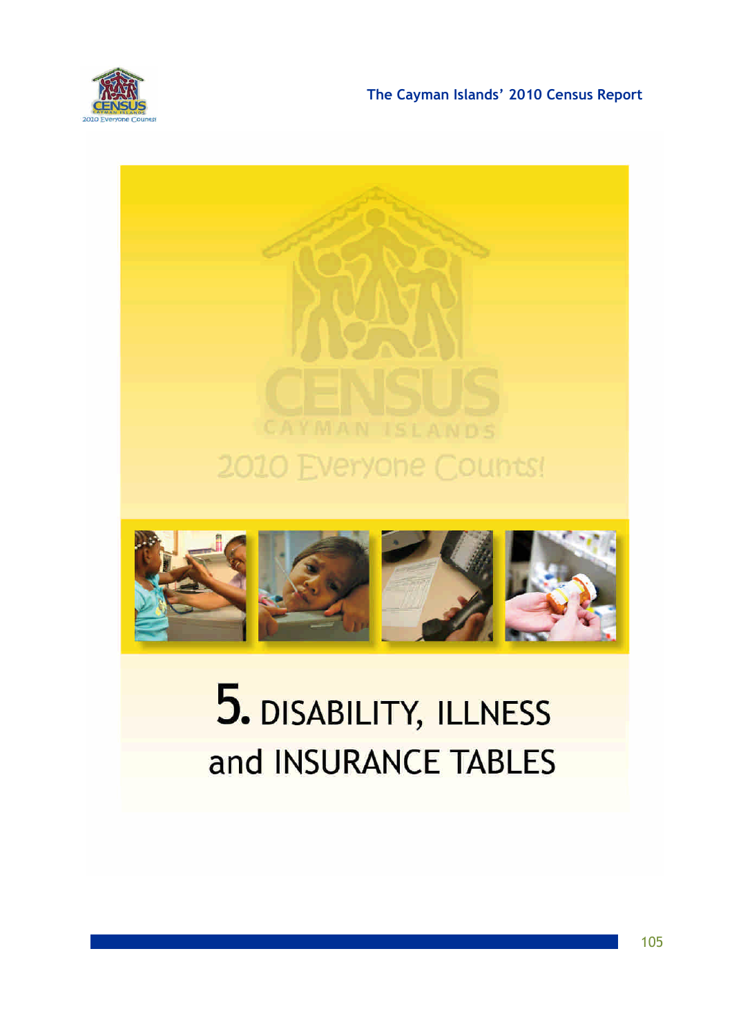# 5. DISABILITY, ILLNESS and INSURANCE TABLES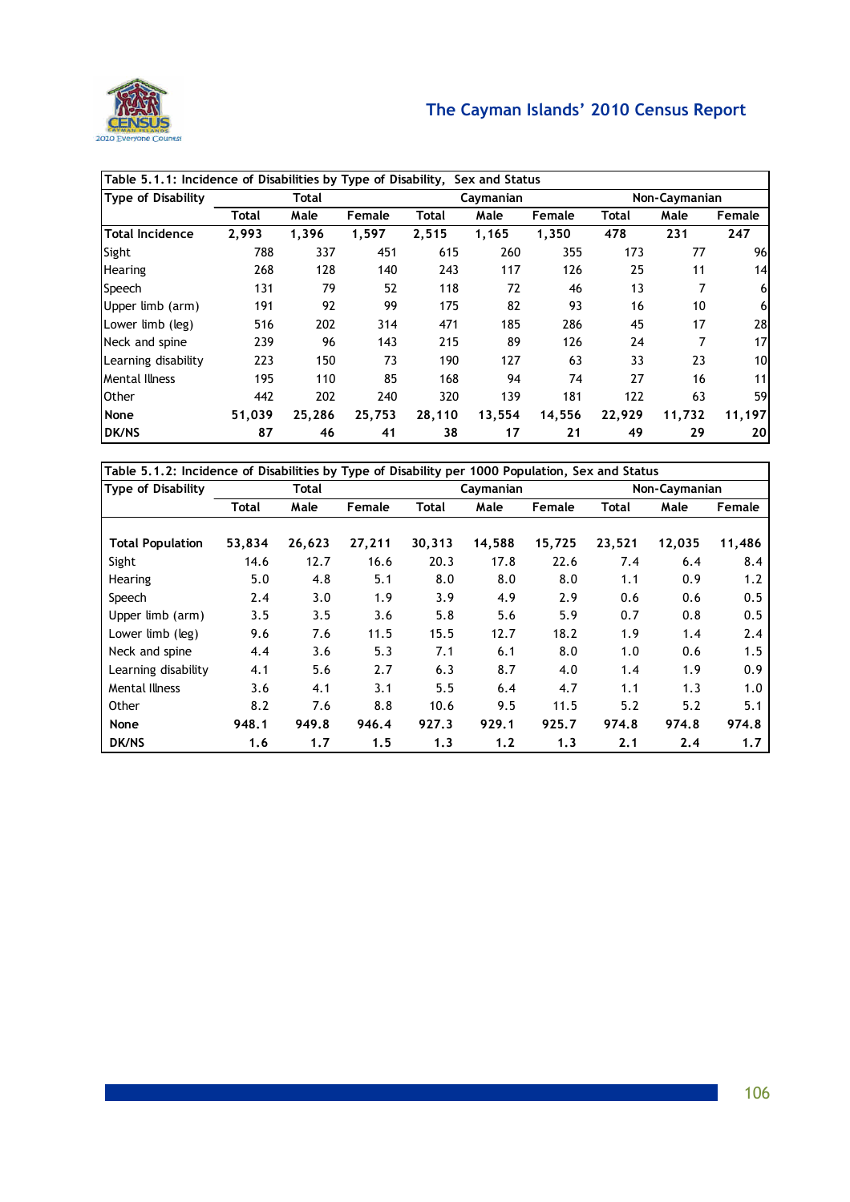| Table 5.1.1: Incidence of Disabilities by Type of Disability, Sex and Status | | | | | | | | | |
|---|---|---|---|---|---|---|---|---|---|
| Type of Disability | Total | | | Caymanian | | | Non-Caymanian | | |
| | Total | Male | Female | Total | Male | Female | Total | Male | Female |
| **Total Incidence** | **2,993** | **1,396** | **1,597** | **2,515** | **1,165** | **1,350** | **478** | **231** | **247** |
| Sight | 788 | 337 | 451 | 615 | 260 | 355 | 173 | 77 | 96 |
| Hearing | 268 | 128 | 140 | 243 | 117 | 126 | 25 | 11 | 14 |
| Speech | 131 | 79 | 52 | 118 | 72 | 46 | 13 | 7 | 6 |
| Upper limb (arm) | 191 | 92 | 99 | 175 | 82 | 93 | 16 | 10 | 6 |
| Lower limb (leg) | 516 | 202 | 314 | 471 | 185 | 286 | 45 | 17 | 28 |
| Neck and spine | 239 | 96 | 143 | 215 | 89 | 126 | 24 | 7 | 17 |
| Learning disability | 223 | 150 | 73 | 190 | 127 | 63 | 33 | 23 | 10 |
| Mental Illness | 195 | 110 | 85 | 168 | 94 | 74 | 27 | 16 | 11 |
| Other | 442 | 202 | 240 | 320 | 139 | 181 | 122 | 63 | 59 |
| **None** | **51,039** | **25,286** | **25,753** | **28,110** | **13,554** | **14,556** | **22,929** | **11,732** | **11,197** |
| **DK/NS** | **87** | **46** | **41** | **38** | **17** | **21** | **49** | **29** | **20** |

| Table 5.1.2: Incidence of Disabilities by Type of Disability per 1000 Population, Sex and Status | | | | | | | | | |
|---|---|---|---|---|---|---|---|---|---|
| Type of Disability | Total | | | Caymanian | | | Non-Caymanian | | |
| | Total | Male | Female | Total | Male | Female | Total | Male | Female |
| **Total Population** | **53,834** | **26,623** | **27,211** | **30,313** | **14,588** | **15,725** | **23,521** | **12,035** | **11,486** |
| Sight | 14.6 | 12.7 | 16.6 | 20.3 | 17.8 | 22.6 | 7.4 | 6.4 | 8.4 |
| Hearing | 5.0 | 4.8 | 5.1 | 8.0 | 8.0 | 8.0 | 1.1 | 0.9 | 1.2 |
| Speech | 2.4 | 3.0 | 1.9 | 3.9 | 4.9 | 2.9 | 0.6 | 0.6 | 0.5 |
| Upper limb (arm) | 3.5 | 3.5 | 3.6 | 5.8 | 5.6 | 5.9 | 0.7 | 0.8 | 0.5 |
| Lower limb (leg) | 9.6 | 7.6 | 11.5 | 15.5 | 12.7 | 18.2 | 1.9 | 1.4 | 2.4 |
| Neck and spine | 4.4 | 3.6 | 5.3 | 7.1 | 6.1 | 8.0 | 1.0 | 0.6 | 1.5 |
| Learning disability | 4.1 | 5.6 | 2.7 | 6.3 | 8.7 | 4.0 | 1.4 | 1.9 | 0.9 |
| Mental Illness | 3.6 | 4.1 | 3.1 | 5.5 | 6.4 | 4.7 | 1.1 | 1.3 | 1.0 |
| Other | 8.2 | 7.6 | 8.8 | 10.6 | 9.5 | 11.5 | 5.2 | 5.2 | 5.1 |
| **None** | **948.1** | **949.8** | **946.4** | **927.3** | **929.1** | **925.7** | **974.8** | **974.8** | **974.8** |
| **DK/NS** | **1.6** | **1.7** | **1.5** | **1.3** | **1.2** | **1.3** | **2.1** | **2.4** | **1.7** |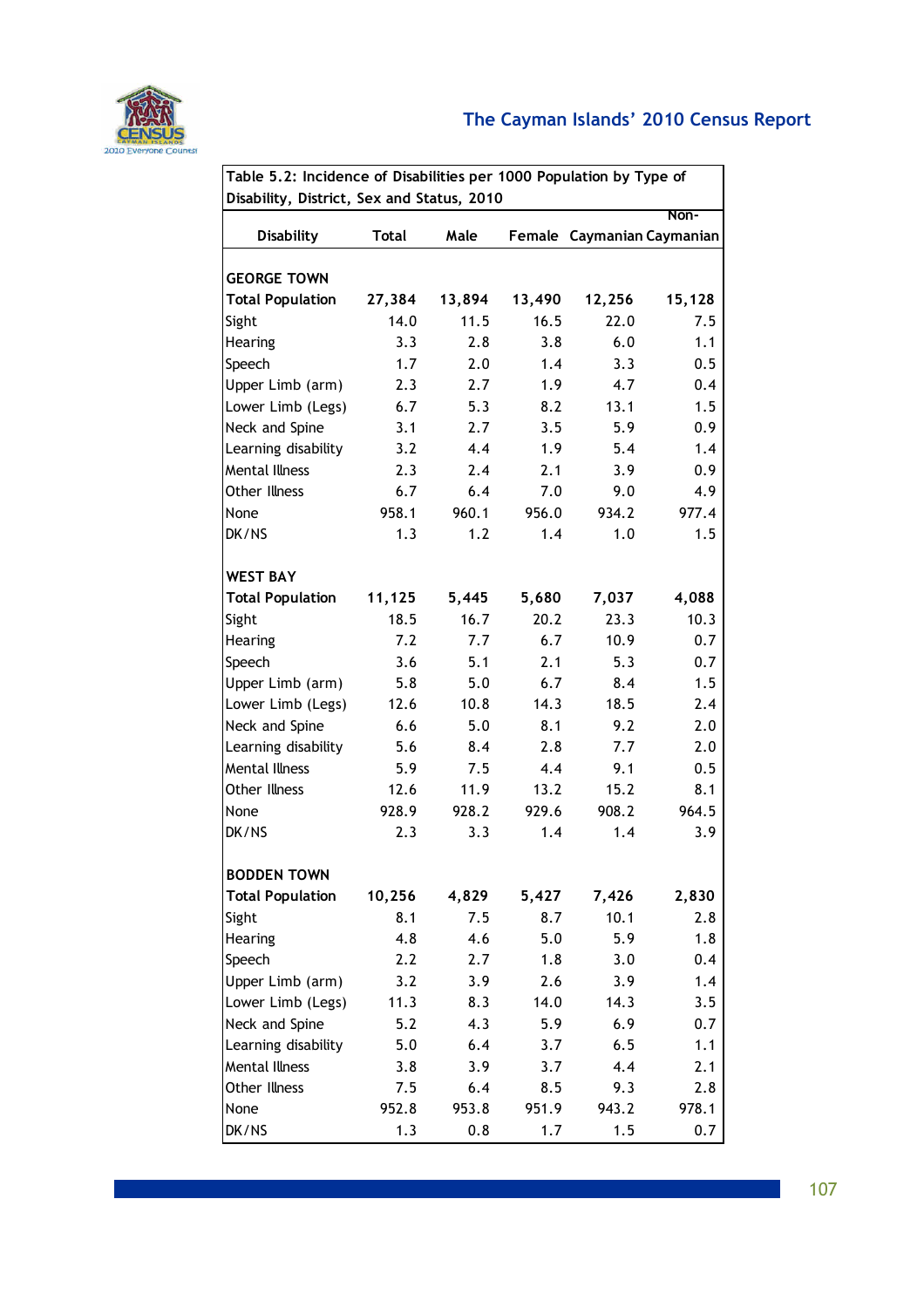Table 5.2: Incidence of Disabilities per 1000 Population by Type of Disability, District, Sex and Status, 2010

| Disability | Total | Male | Female | Caymanian | Non-Caymanian |
|---|---|---|---|---|---|
| **GEORGE TOWN** | | | | | |
| **Total Population** | **27,384** | **13,894** | **13,490** | **12,256** | **15,128** |
| Sight | 14.0 | 11.5 | 16.5 | 22.0 | 7.5 |
| Hearing | 3.3 | 2.8 | 3.8 | 6.0 | 1.1 |
| Speech | 1.7 | 2.0 | 1.4 | 3.3 | 0.5 |
| Upper Limb (arm) | 2.3 | 2.7 | 1.9 | 4.7 | 0.4 |
| Lower Limb (Legs) | 6.7 | 5.3 | 8.2 | 13.1 | 1.5 |
| Neck and Spine | 3.1 | 2.7 | 3.5 | 5.9 | 0.9 |
| Learning disability | 3.2 | 4.4 | 1.9 | 5.4 | 1.4 |
| Mental Illness | 2.3 | 2.4 | 2.1 | 3.9 | 0.9 |
| Other Illness | 6.7 | 6.4 | 7.0 | 9.0 | 4.9 |
| None | 958.1 | 960.1 | 956.0 | 934.2 | 977.4 |
| DK/NS | 1.3 | 1.2 | 1.4 | 1.0 | 1.5 |
| **WEST BAY** | | | | | |
| **Total Population** | **11,125** | **5,445** | **5,680** | **7,037** | **4,088** |
| Sight | 18.5 | 16.7 | 20.2 | 23.3 | 10.3 |
| Hearing | 7.2 | 7.7 | 6.7 | 10.9 | 0.7 |
| Speech | 3.6 | 5.1 | 2.1 | 5.3 | 0.7 |
| Upper Limb (arm) | 5.8 | 5.0 | 6.7 | 8.4 | 1.5 |
| Lower Limb (Legs) | 12.6 | 10.8 | 14.3 | 18.5 | 2.4 |
| Neck and Spine | 6.6 | 5.0 | 8.1 | 9.2 | 2.0 |
| Learning disability | 5.6 | 8.4 | 2.8 | 7.7 | 2.0 |
| Mental Illness | 5.9 | 7.5 | 4.4 | 9.1 | 0.5 |
| Other Illness | 12.6 | 11.9 | 13.2 | 15.2 | 8.1 |
| None | 928.9 | 928.2 | 929.6 | 908.2 | 964.5 |
| DK/NS | 2.3 | 3.3 | 1.4 | 1.4 | 3.9 |
| **BODDEN TOWN** | | | | | |
| **Total Population** | **10,256** | **4,829** | **5,427** | **7,426** | **2,830** |
| Sight | 8.1 | 7.5 | 8.7 | 10.1 | 2.8 |
| Hearing | 4.8 | 4.6 | 5.0 | 5.9 | 1.8 |
| Speech | 2.2 | 2.7 | 1.8 | 3.0 | 0.4 |
| Upper Limb (arm) | 3.2 | 3.9 | 2.6 | 3.9 | 1.4 |
| Lower Limb (Legs) | 11.3 | 8.3 | 14.0 | 14.3 | 3.5 |
| Neck and Spine | 5.2 | 4.3 | 5.9 | 6.9 | 0.7 |
| Learning disability | 5.0 | 6.4 | 3.7 | 6.5 | 1.1 |
| Mental Illness | 3.8 | 3.9 | 3.7 | 4.4 | 2.1 |
| Other Illness | 7.5 | 6.4 | 8.5 | 9.3 | 2.8 |
| None | 952.8 | 953.8 | 951.9 | 943.2 | 978.1 |
| DK/NS | 1.3 | 0.8 | 1.7 | 1.5 | 0.7 |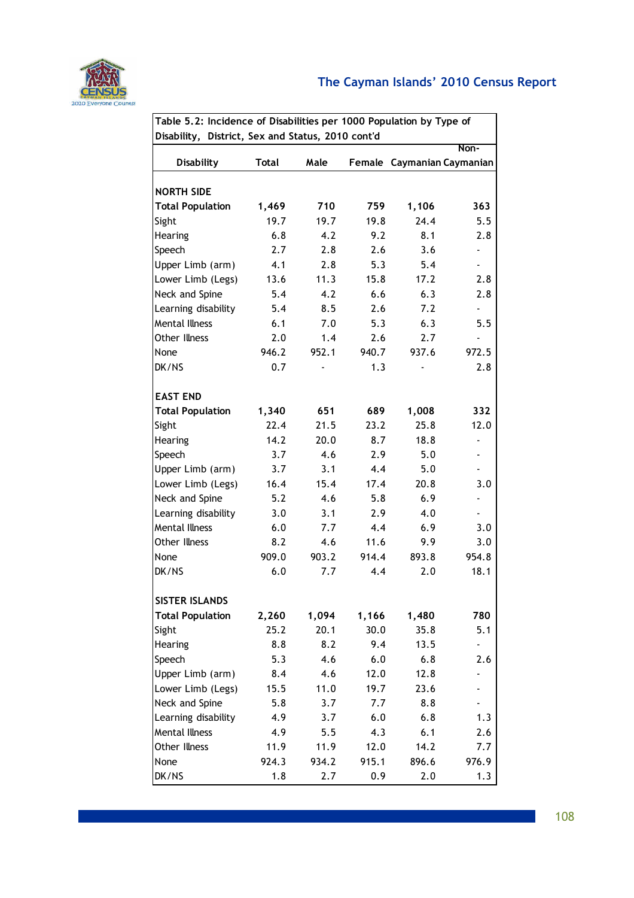Table 5.2: Incidence of Disabilities per 1000 Population by Type of Disability, District, Sex and Status, 2010 cont'd

| Disability | Total | Male | Female | Caymanian | Non-Caymanian |
|---|---|---|---|---|---|
| **NORTH SIDE** | | | | | |
| **Total Population** | **1,469** | **710** | **759** | **1,106** | **363** |
| Sight | 19.7 | 19.7 | 19.8 | 24.4 | 5.5 |
| Hearing | 6.8 | 4.2 | 9.2 | 8.1 | 2.8 |
| Speech | 2.7 | 2.8 | 2.6 | 3.6 | - |
| Upper Limb (arm) | 4.1 | 2.8 | 5.3 | 5.4 | - |
| Lower Limb (Legs) | 13.6 | 11.3 | 15.8 | 17.2 | 2.8 |
| Neck and Spine | 5.4 | 4.2 | 6.6 | 6.3 | 2.8 |
| Learning disability | 5.4 | 8.5 | 2.6 | 7.2 | - |
| Mental Illness | 6.1 | 7.0 | 5.3 | 6.3 | 5.5 |
| Other Illness | 2.0 | 1.4 | 2.6 | 2.7 | - |
| None | 946.2 | 952.1 | 940.7 | 937.6 | 972.5 |
| DK/NS | 0.7 | - | 1.3 | - | 2.8 |
| **EAST END** | | | | | |
| **Total Population** | **1,340** | **651** | **689** | **1,008** | **332** |
| Sight | 22.4 | 21.5 | 23.2 | 25.8 | 12.0 |
| Hearing | 14.2 | 20.0 | 8.7 | 18.8 | - |
| Speech | 3.7 | 4.6 | 2.9 | 5.0 | - |
| Upper Limb (arm) | 3.7 | 3.1 | 4.4 | 5.0 | - |
| Lower Limb (Legs) | 16.4 | 15.4 | 17.4 | 20.8 | 3.0 |
| Neck and Spine | 5.2 | 4.6 | 5.8 | 6.9 | - |
| Learning disability | 3.0 | 3.1 | 2.9 | 4.0 | - |
| Mental Illness | 6.0 | 7.7 | 4.4 | 6.9 | 3.0 |
| Other Illness | 8.2 | 4.6 | 11.6 | 9.9 | 3.0 |
| None | 909.0 | 903.2 | 914.4 | 893.8 | 954.8 |
| DK/NS | 6.0 | 7.7 | 4.4 | 2.0 | 18.1 |
| **SISTER ISLANDS** | | | | | |
| **Total Population** | **2,260** | **1,094** | **1,166** | **1,480** | **780** |
| Sight | 25.2 | 20.1 | 30.0 | 35.8 | 5.1 |
| Hearing | 8.8 | 8.2 | 9.4 | 13.5 | - |
| Speech | 5.3 | 4.6 | 6.0 | 6.8 | 2.6 |
| Upper Limb (arm) | 8.4 | 4.6 | 12.0 | 12.8 | - |
| Lower Limb (Legs) | 15.5 | 11.0 | 19.7 | 23.6 | - |
| Neck and Spine | 5.8 | 3.7 | 7.7 | 8.8 | - |
| Learning disability | 4.9 | 3.7 | 6.0 | 6.8 | 1.3 |
| Mental Illness | 4.9 | 5.5 | 4.3 | 6.1 | 2.6 |
| Other Illness | 11.9 | 11.9 | 12.0 | 14.2 | 7.7 |
| None | 924.3 | 934.2 | 915.1 | 896.6 | 976.9 |
| DK/NS | 1.8 | 2.7 | 0.9 | 2.0 | 1.3 |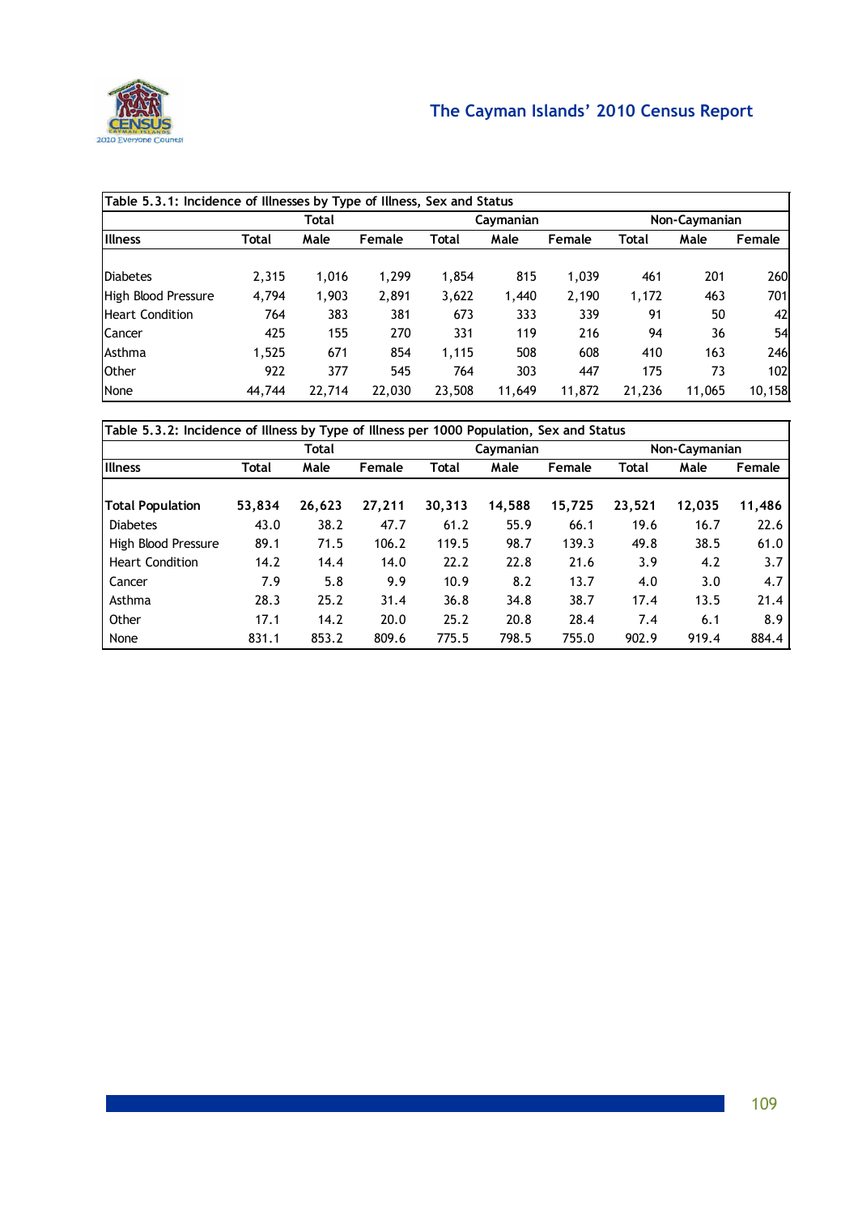| Table 5.3.1: Incidence of Illnesses by Type of Illness, Sex and Status | | | | | | | | | |
|---|---|---|---|---|---|---|---|---|---|
| | Total | | | Caymanian | | | Non-Caymanian | | |
| Illness | Total | Male | Female | Total | Male | Female | Total | Male | Female |
| Diabetes | 2,315 | 1,016 | 1,299 | 1,854 | 815 | 1,039 | 461 | 201 | 260 |
| High Blood Pressure | 4,794 | 1,903 | 2,891 | 3,622 | 1,440 | 2,190 | 1,172 | 463 | 701 |
| Heart Condition | 764 | 383 | 381 | 673 | 333 | 339 | 91 | 50 | 42 |
| Cancer | 425 | 155 | 270 | 331 | 119 | 216 | 94 | 36 | 54 |
| Asthma | 1,525 | 671 | 854 | 1,115 | 508 | 608 | 410 | 163 | 246 |
| Other | 922 | 377 | 545 | 764 | 303 | 447 | 175 | 73 | 102 |
| None | 44,744 | 22,714 | 22,030 | 23,508 | 11,649 | 11,872 | 21,236 | 11,065 | 10,158 |

| Table 5.3.2: Incidence of Illness by Type of Illness per 1000 Population, Sex and Status | | | | | | | | | |
|---|---|---|---|---|---|---|---|---|---|
| | Total | | | Caymanian | | | Non-Caymanian | | |
| Illness | Total | Male | Female | Total | Male | Female | Total | Male | Female |
| **Total Population** | **53,834** | **26,623** | **27,211** | **30,313** | **14,588** | **15,725** | **23,521** | **12,035** | **11,486** |
| Diabetes | 43.0 | 38.2 | 47.7 | 61.2 | 55.9 | 66.1 | 19.6 | 16.7 | 22.6 |
| High Blood Pressure | 89.1 | 71.5 | 106.2 | 119.5 | 98.7 | 139.3 | 49.8 | 38.5 | 61.0 |
| Heart Condition | 14.2 | 14.4 | 14.0 | 22.2 | 22.8 | 21.6 | 3.9 | 4.2 | 3.7 |
| Cancer | 7.9 | 5.8 | 9.9 | 10.9 | 8.2 | 13.7 | 4.0 | 3.0 | 4.7 |
| Asthma | 28.3 | 25.2 | 31.4 | 36.8 | 34.8 | 38.7 | 17.4 | 13.5 | 21.4 |
| Other | 17.1 | 14.2 | 20.0 | 25.2 | 20.8 | 28.4 | 7.4 | 6.1 | 8.9 |
| None | 831.1 | 853.2 | 809.6 | 775.5 | 798.5 | 755.0 | 902.9 | 919.4 | 884.4 |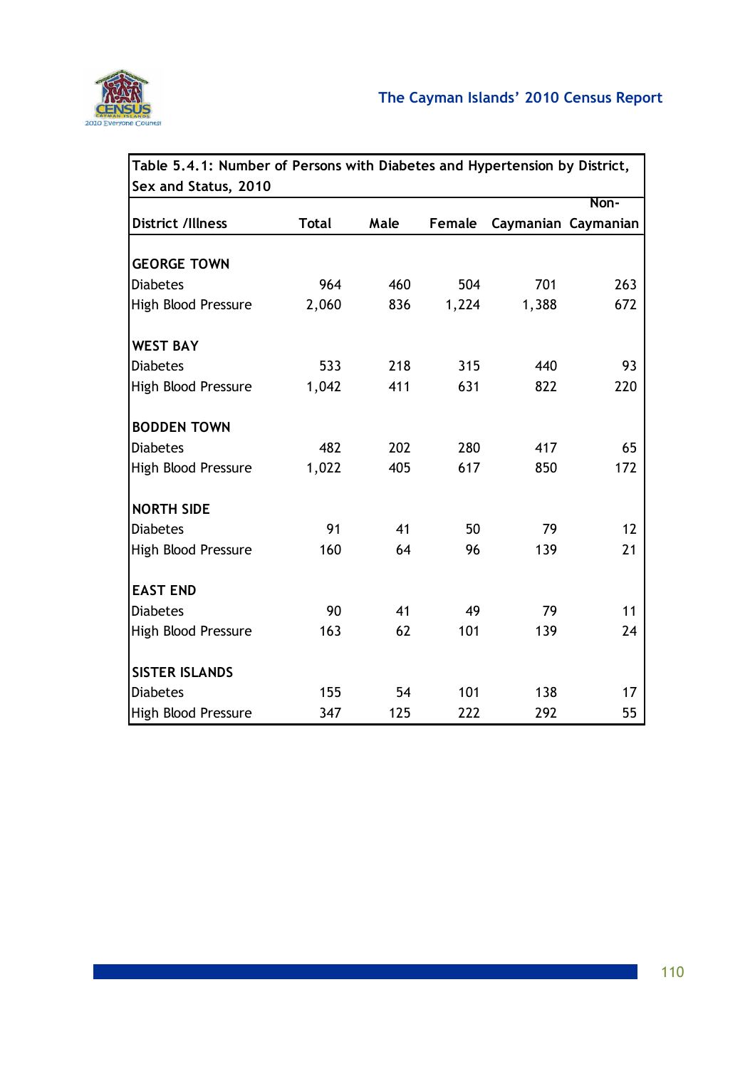Table 5.4.1: Number of Persons with Diabetes and Hypertension by District, Sex and Status, 2010

| District /Illness | Total | Male | Female | Caymanian | Non-Caymanian |
|---|---|---|---|---|---|
| **GEORGE TOWN** | | | | | |
| Diabetes | 964 | 460 | 504 | 701 | 263 |
| High Blood Pressure | 2,060 | 836 | 1,224 | 1,388 | 672 |
| **WEST BAY** | | | | | |
| Diabetes | 533 | 218 | 315 | 440 | 93 |
| High Blood Pressure | 1,042 | 411 | 631 | 822 | 220 |
| **BODDEN TOWN** | | | | | |
| Diabetes | 482 | 202 | 280 | 417 | 65 |
| High Blood Pressure | 1,022 | 405 | 617 | 850 | 172 |
| **NORTH SIDE** | | | | | |
| Diabetes | 91 | 41 | 50 | 79 | 12 |
| High Blood Pressure | 160 | 64 | 96 | 139 | 21 |
| **EAST END** | | | | | |
| Diabetes | 90 | 41 | 49 | 79 | 11 |
| High Blood Pressure | 163 | 62 | 101 | 139 | 24 |
| **SISTER ISLANDS** | | | | | |
| Diabetes | 155 | 54 | 101 | 138 | 17 |
| High Blood Pressure | 347 | 125 | 222 | 292 | 55 |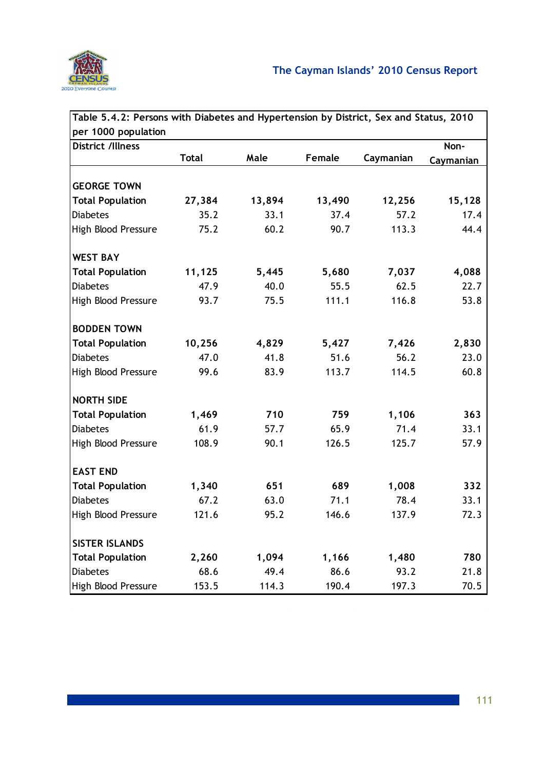| Table 5.4.2: Persons with Diabetes and Hypertension by District, Sex and Status, 2010 per 1000 population | | | | | |
|---|---|---|---|---|---|
| District /Illness | Total | Male | Female | Caymanian | Non-Caymanian |
| **GEORGE TOWN** | | | | | |
| **Total Population** | **27,384** | **13,894** | **13,490** | **12,256** | **15,128** |
| Diabetes | 35.2 | 33.1 | 37.4 | 57.2 | 17.4 |
| High Blood Pressure | 75.2 | 60.2 | 90.7 | 113.3 | 44.4 |
| **WEST BAY** | | | | | |
| **Total Population** | **11,125** | **5,445** | **5,680** | **7,037** | **4,088** |
| Diabetes | 47.9 | 40.0 | 55.5 | 62.5 | 22.7 |
| High Blood Pressure | 93.7 | 75.5 | 111.1 | 116.8 | 53.8 |
| **BODDEN TOWN** | | | | | |
| **Total Population** | **10,256** | **4,829** | **5,427** | **7,426** | **2,830** |
| Diabetes | 47.0 | 41.8 | 51.6 | 56.2 | 23.0 |
| High Blood Pressure | 99.6 | 83.9 | 113.7 | 114.5 | 60.8 |
| **NORTH SIDE** | | | | | |
| **Total Population** | **1,469** | **710** | **759** | **1,106** | **363** |
| Diabetes | 61.9 | 57.7 | 65.9 | 71.4 | 33.1 |
| High Blood Pressure | 108.9 | 90.1 | 126.5 | 125.7 | 57.9 |
| **EAST END** | | | | | |
| **Total Population** | **1,340** | **651** | **689** | **1,008** | **332** |
| Diabetes | 67.2 | 63.0 | 71.1 | 78.4 | 33.1 |
| High Blood Pressure | 121.6 | 95.2 | 146.6 | 137.9 | 72.3 |
| **SISTER ISLANDS** | | | | | |
| **Total Population** | **2,260** | **1,094** | **1,166** | **1,480** | **780** |
| Diabetes | 68.6 | 49.4 | 86.6 | 93.2 | 21.8 |
| High Blood Pressure | 153.5 | 114.3 | 190.4 | 197.3 | 70.5 |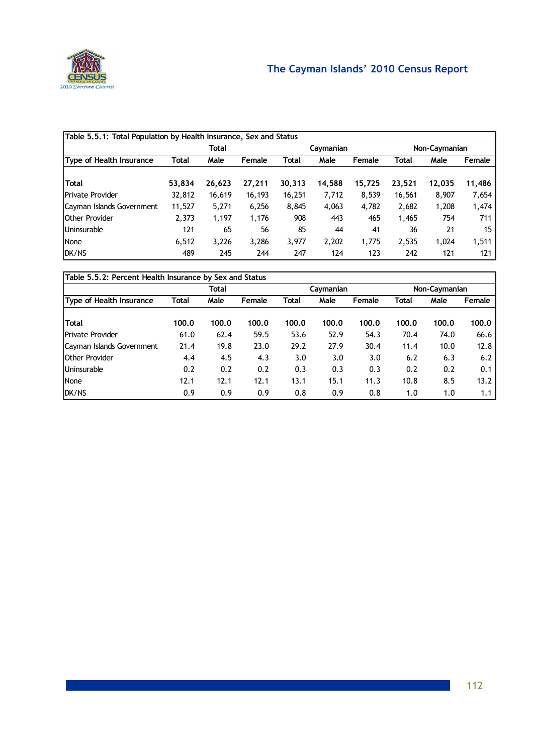Table 5.5.1: Total Population by Health Insurance, Sex and Status

| Type of Health Insurance | Total | | | Caymanian | | | Non-Caymanian | | |
|---|---|---|---|---|---|---|---|---|---|
| | Total | Male | Female | Total | Male | Female | Total | Male | Female |
| **Total** | **53,834** | **26,623** | **27,211** | **30,313** | **14,588** | **15,725** | **23,521** | **12,035** | **11,486** |
| Private Provider | 32,812 | 16,619 | 16,193 | 16,251 | 7,712 | 8,539 | 16,561 | 8,907 | 7,654 |
| Cayman Islands Government | 11,527 | 5,271 | 6,256 | 8,845 | 4,063 | 4,782 | 2,682 | 1,208 | 1,474 |
| Other Provider | 2,373 | 1,197 | 1,176 | 908 | 443 | 465 | 1,465 | 754 | 711 |
| Uninsurable | 121 | 65 | 56 | 85 | 44 | 41 | 36 | 21 | 15 |
| None | 6,512 | 3,226 | 3,286 | 3,977 | 2,202 | 1,775 | 2,535 | 1,024 | 1,511 |
| DK/NS | 489 | 245 | 244 | 247 | 124 | 123 | 242 | 121 | 121 |

Table 5.5.2: Percent Health Insurance by Sex and Status

| Type of Health Insurance | Total | | | Caymanian | | | Non-Caymanian | | |
|---|---|---|---|---|---|---|---|---|---|
| | Total | Male | Female | Total | Male | Female | Total | Male | Female |
| **Total** | **100.0** | **100.0** | **100.0** | **100.0** | **100.0** | **100.0** | **100.0** | **100.0** | **100.0** |
| Private Provider | 61.0 | 62.4 | 59.5 | 53.6 | 52.9 | 54.3 | 70.4 | 74.0 | 66.6 |
| Cayman Islands Government | 21.4 | 19.8 | 23.0 | 29.2 | 27.9 | 30.4 | 11.4 | 10.0 | 12.8 |
| Other Provider | 4.4 | 4.5 | 4.3 | 3.0 | 3.0 | 3.0 | 6.2 | 6.3 | 6.2 |
| Uninsurable | 0.2 | 0.2 | 0.2 | 0.3 | 0.3 | 0.3 | 0.2 | 0.2 | 0.1 |
| None | 12.1 | 12.1 | 12.1 | 13.1 | 15.1 | 11.3 | 10.8 | 8.5 | 13.2 |
| DK/NS | 0.9 | 0.9 | 0.9 | 0.8 | 0.9 | 0.8 | 1.0 | 1.0 | 1.1 |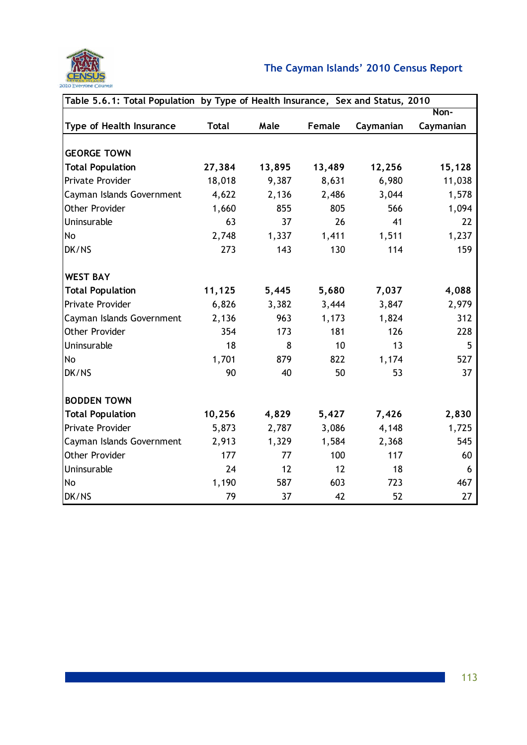| Table 5.6.1: Total Population by Type of Health Insurance, Sex and Status, 2010 | | | | | |
|---|---|---|---|---|---|
| Type of Health Insurance | Total | Male | Female | Caymanian | Non-Caymanian |
| **GEORGE TOWN** | | | | | |
| **Total Population** | **27,384** | **13,895** | **13,489** | **12,256** | **15,128** |
| Private Provider | 18,018 | 9,387 | 8,631 | 6,980 | 11,038 |
| Cayman Islands Government | 4,622 | 2,136 | 2,486 | 3,044 | 1,578 |
| Other Provider | 1,660 | 855 | 805 | 566 | 1,094 |
| Uninsurable | 63 | 37 | 26 | 41 | 22 |
| No | 2,748 | 1,337 | 1,411 | 1,511 | 1,237 |
| DK/NS | 273 | 143 | 130 | 114 | 159 |
| **WEST BAY** | | | | | |
| **Total Population** | **11,125** | **5,445** | **5,680** | **7,037** | **4,088** |
| Private Provider | 6,826 | 3,382 | 3,444 | 3,847 | 2,979 |
| Cayman Islands Government | 2,136 | 963 | 1,173 | 1,824 | 312 |
| Other Provider | 354 | 173 | 181 | 126 | 228 |
| Uninsurable | 18 | 8 | 10 | 13 | 5 |
| No | 1,701 | 879 | 822 | 1,174 | 527 |
| DK/NS | 90 | 40 | 50 | 53 | 37 |
| **BODDEN TOWN** | | | | | |
| **Total Population** | **10,256** | **4,829** | **5,427** | **7,426** | **2,830** |
| Private Provider | 5,873 | 2,787 | 3,086 | 4,148 | 1,725 |
| Cayman Islands Government | 2,913 | 1,329 | 1,584 | 2,368 | 545 |
| Other Provider | 177 | 77 | 100 | 117 | 60 |
| Uninsurable | 24 | 12 | 12 | 18 | 6 |
| No | 1,190 | 587 | 603 | 723 | 467 |
| DK/NS | 79 | 37 | 42 | 52 | 27 |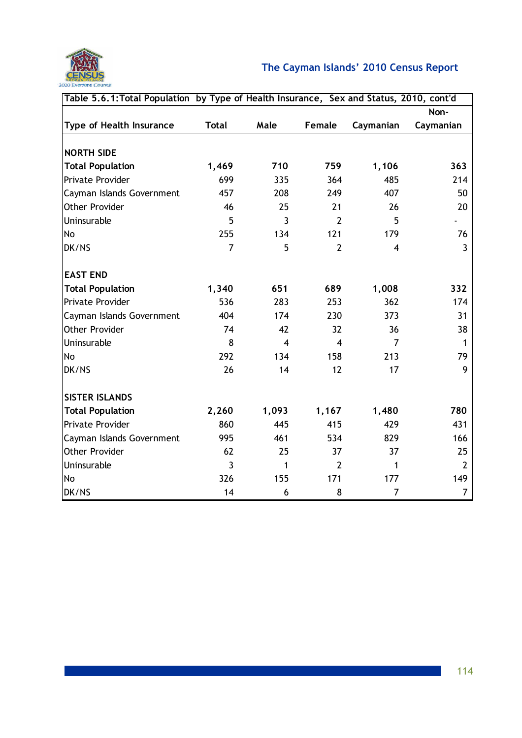| Table 5.6.1:Total Population by Type of Health Insurance, Sex and Status, 2010, cont'd | | | | | |
|---|---|---|---|---|---|
| Type of Health Insurance | Total | Male | Female | Caymanian | Non-Caymanian |
| **NORTH SIDE** | | | | | |
| **Total Population** | **1,469** | **710** | **759** | **1,106** | **363** |
| Private Provider | 699 | 335 | 364 | 485 | 214 |
| Cayman Islands Government | 457 | 208 | 249 | 407 | 50 |
| Other Provider | 46 | 25 | 21 | 26 | 20 |
| Uninsurable | 5 | 3 | 2 | 5 | - |
| No | 255 | 134 | 121 | 179 | 76 |
| DK/NS | 7 | 5 | 2 | 4 | 3 |
| **EAST END** | | | | | |
| **Total Population** | **1,340** | **651** | **689** | **1,008** | **332** |
| Private Provider | 536 | 283 | 253 | 362 | 174 |
| Cayman Islands Government | 404 | 174 | 230 | 373 | 31 |
| Other Provider | 74 | 42 | 32 | 36 | 38 |
| Uninsurable | 8 | 4 | 4 | 7 | 1 |
| No | 292 | 134 | 158 | 213 | 79 |
| DK/NS | 26 | 14 | 12 | 17 | 9 |
| **SISTER ISLANDS** | | | | | |
| **Total Population** | **2,260** | **1,093** | **1,167** | **1,480** | **780** |
| Private Provider | 860 | 445 | 415 | 429 | 431 |
| Cayman Islands Government | 995 | 461 | 534 | 829 | 166 |
| Other Provider | 62 | 25 | 37 | 37 | 25 |
| Uninsurable | 3 | 1 | 2 | 1 | 2 |
| No | 326 | 155 | 171 | 177 | 149 |
| DK/NS | 14 | 6 | 8 | 7 | 7 |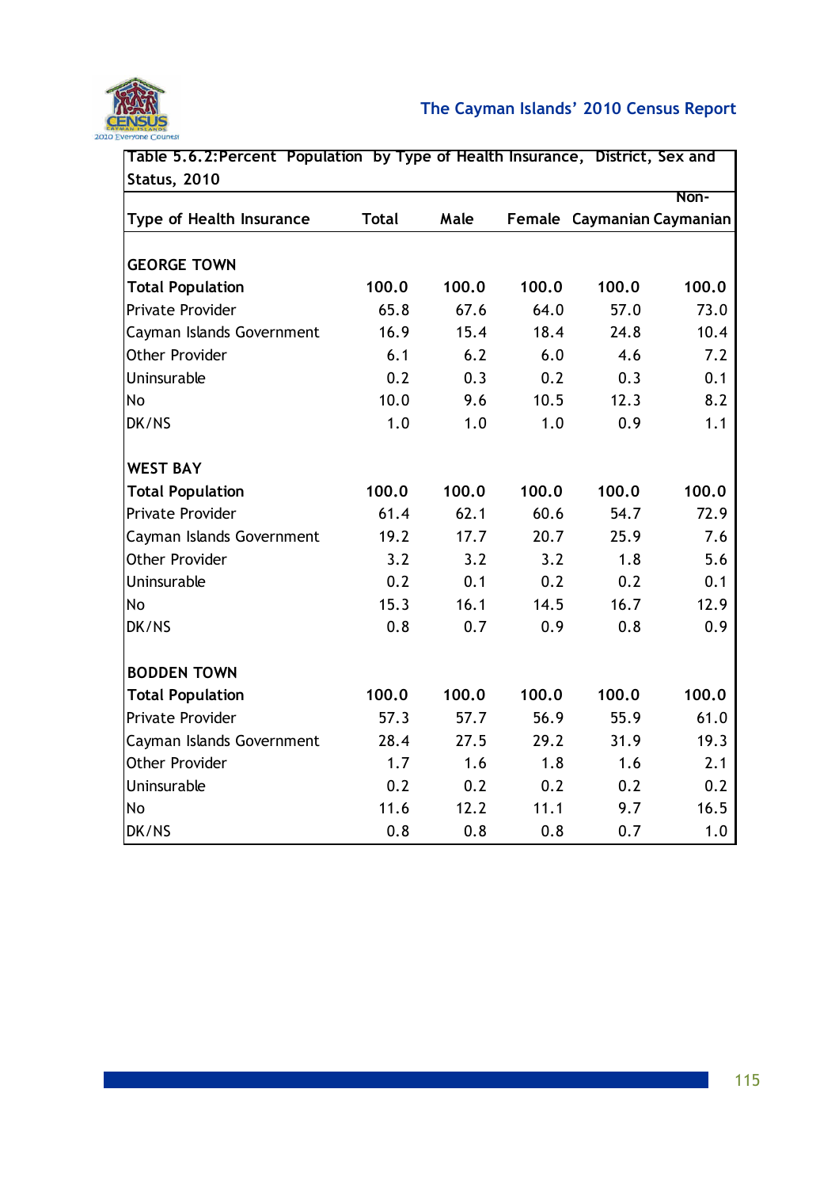Table 5.6.2:Percent Population by Type of Health Insurance, District, Sex and Status, 2010

| Type of Health Insurance | Total | Male | Female | Caymanian | Non-Caymanian |
|---|---|---|---|---|---|
| **GEORGE TOWN** | | | | | |
| **Total Population** | **100.0** | **100.0** | **100.0** | **100.0** | **100.0** |
| Private Provider | 65.8 | 67.6 | 64.0 | 57.0 | 73.0 |
| Cayman Islands Government | 16.9 | 15.4 | 18.4 | 24.8 | 10.4 |
| Other Provider | 6.1 | 6.2 | 6.0 | 4.6 | 7.2 |
| Uninsurable | 0.2 | 0.3 | 0.2 | 0.3 | 0.1 |
| No | 10.0 | 9.6 | 10.5 | 12.3 | 8.2 |
| DK/NS | 1.0 | 1.0 | 1.0 | 0.9 | 1.1 |
| **WEST BAY** | | | | | |
| **Total Population** | **100.0** | **100.0** | **100.0** | **100.0** | **100.0** |
| Private Provider | 61.4 | 62.1 | 60.6 | 54.7 | 72.9 |
| Cayman Islands Government | 19.2 | 17.7 | 20.7 | 25.9 | 7.6 |
| Other Provider | 3.2 | 3.2 | 3.2 | 1.8 | 5.6 |
| Uninsurable | 0.2 | 0.1 | 0.2 | 0.2 | 0.1 |
| No | 15.3 | 16.1 | 14.5 | 16.7 | 12.9 |
| DK/NS | 0.8 | 0.7 | 0.9 | 0.8 | 0.9 |
| **BODDEN TOWN** | | | | | |
| **Total Population** | **100.0** | **100.0** | **100.0** | **100.0** | **100.0** |
| Private Provider | 57.3 | 57.7 | 56.9 | 55.9 | 61.0 |
| Cayman Islands Government | 28.4 | 27.5 | 29.2 | 31.9 | 19.3 |
| Other Provider | 1.7 | 1.6 | 1.8 | 1.6 | 2.1 |
| Uninsurable | 0.2 | 0.2 | 0.2 | 0.2 | 0.2 |
| No | 11.6 | 12.2 | 11.1 | 9.7 | 16.5 |
| DK/NS | 0.8 | 0.8 | 0.8 | 0.7 | 1.0 |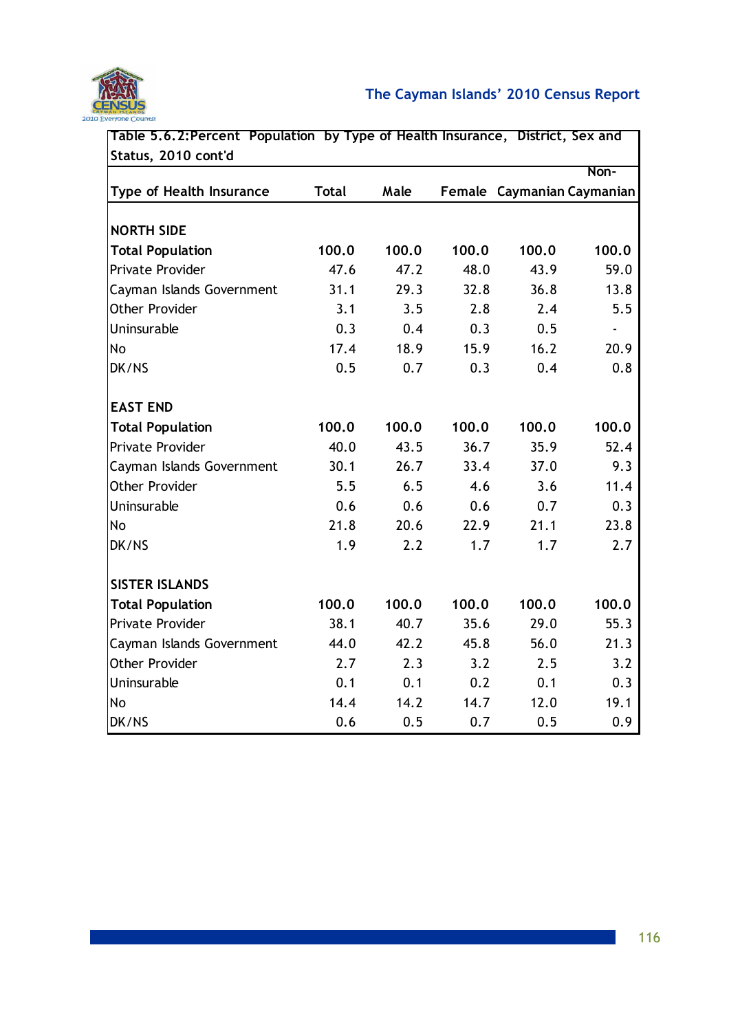Table 5.6.2:Percent Population by Type of Health Insurance, District, Sex and Status, 2010 cont'd

| Type of Health Insurance | Total | Male | Female | Caymanian | Non-Caymanian |
|---|---|---|---|---|---|
| **NORTH SIDE** | | | | | |
| **Total Population** | **100.0** | **100.0** | **100.0** | **100.0** | **100.0** |
| Private Provider | 47.6 | 47.2 | 48.0 | 43.9 | 59.0 |
| Cayman Islands Government | 31.1 | 29.3 | 32.8 | 36.8 | 13.8 |
| Other Provider | 3.1 | 3.5 | 2.8 | 2.4 | 5.5 |
| Uninsurable | 0.3 | 0.4 | 0.3 | 0.5 | - |
| No | 17.4 | 18.9 | 15.9 | 16.2 | 20.9 |
| DK/NS | 0.5 | 0.7 | 0.3 | 0.4 | 0.8 |
| **EAST END** | | | | | |
| **Total Population** | **100.0** | **100.0** | **100.0** | **100.0** | **100.0** |
| Private Provider | 40.0 | 43.5 | 36.7 | 35.9 | 52.4 |
| Cayman Islands Government | 30.1 | 26.7 | 33.4 | 37.0 | 9.3 |
| Other Provider | 5.5 | 6.5 | 4.6 | 3.6 | 11.4 |
| Uninsurable | 0.6 | 0.6 | 0.6 | 0.7 | 0.3 |
| No | 21.8 | 20.6 | 22.9 | 21.1 | 23.8 |
| DK/NS | 1.9 | 2.2 | 1.7 | 1.7 | 2.7 |
| **SISTER ISLANDS** | | | | | |
| **Total Population** | **100.0** | **100.0** | **100.0** | **100.0** | **100.0** |
| Private Provider | 38.1 | 40.7 | 35.6 | 29.0 | 55.3 |
| Cayman Islands Government | 44.0 | 42.2 | 45.8 | 56.0 | 21.3 |
| Other Provider | 2.7 | 2.3 | 3.2 | 2.5 | 3.2 |
| Uninsurable | 0.1 | 0.1 | 0.2 | 0.1 | 0.3 |
| No | 14.4 | 14.2 | 14.7 | 12.0 | 19.1 |
| DK/NS | 0.6 | 0.5 | 0.7 | 0.5 | 0.9 |